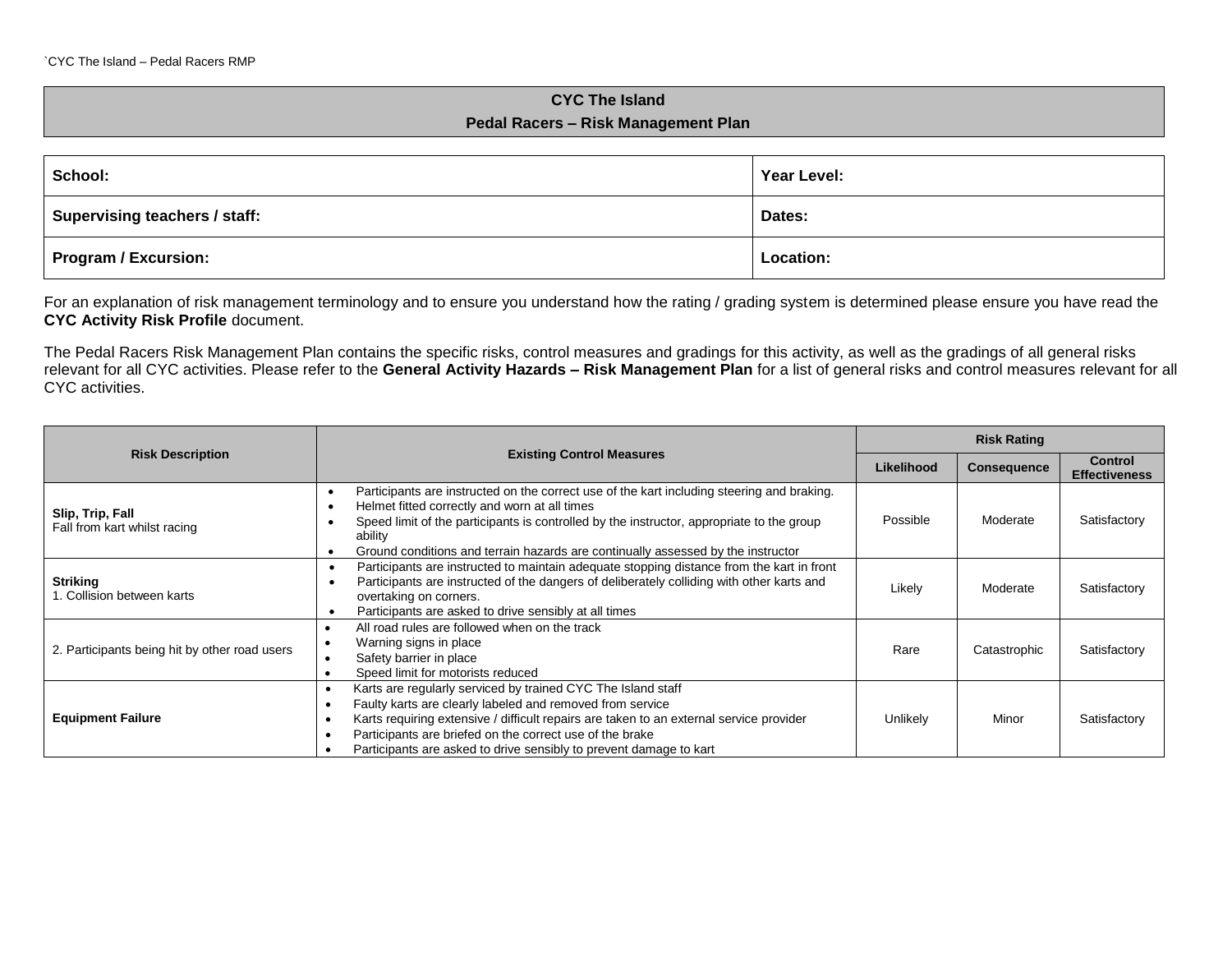# CYC The Island

## Pedal Racers – Risk Management Plan

| **School:** | **Year Level:** |
|---|---|
| **Supervising teachers / staff:** | **Dates:** |
| **Program / Excursion:** | **Location:** |

For an explanation of risk management terminology and to ensure you understand how the rating / grading system is determined please ensure you have read the **CYC Activity Risk Profile** document.

The Pedal Racers Risk Management Plan contains the specific risks, control measures and gradings for this activity, as well as the gradings of all general risks relevant for all CYC activities. Please refer to the **General Activity Hazards – Risk Management Plan** for a list of general risks and control measures relevant for all CYC activities.

| Risk Description | Existing Control Measures | Risk Rating | | |
|---|---|---|---|---|
| | | Likelihood | Consequence | Control Effectiveness |
| **Slip, Trip, Fall**<br>Fall from kart whilst racing | • Participants are instructed on the correct use of the kart including steering and braking.<br>• Helmet fitted correctly and worn at all times<br>• Speed limit of the participants is controlled by the instructor, appropriate to the group ability<br>• Ground conditions and terrain hazards are continually assessed by the instructor | Possible | Moderate | Satisfactory |
| **Striking**<br>1. Collision between karts | • Participants are instructed to maintain adequate stopping distance from the kart in front<br>• Participants are instructed of the dangers of deliberately colliding with other karts and overtaking on corners.<br>• Participants are asked to drive sensibly at all times | Likely | Moderate | Satisfactory |
| 2. Participants being hit by other road users | • All road rules are followed when on the track<br>• Warning signs in place<br>• Safety barrier in place<br>• Speed limit for motorists reduced | Rare | Catastrophic | Satisfactory |
| **Equipment Failure** | • Karts are regularly serviced by trained CYC The Island staff<br>• Faulty karts are clearly labeled and removed from service<br>• Karts requiring extensive / difficult repairs are taken to an external service provider<br>• Participants are briefed on the correct use of the brake<br>• Participants are asked to drive sensibly to prevent damage to kart | Unlikely | Minor | Satisfactory |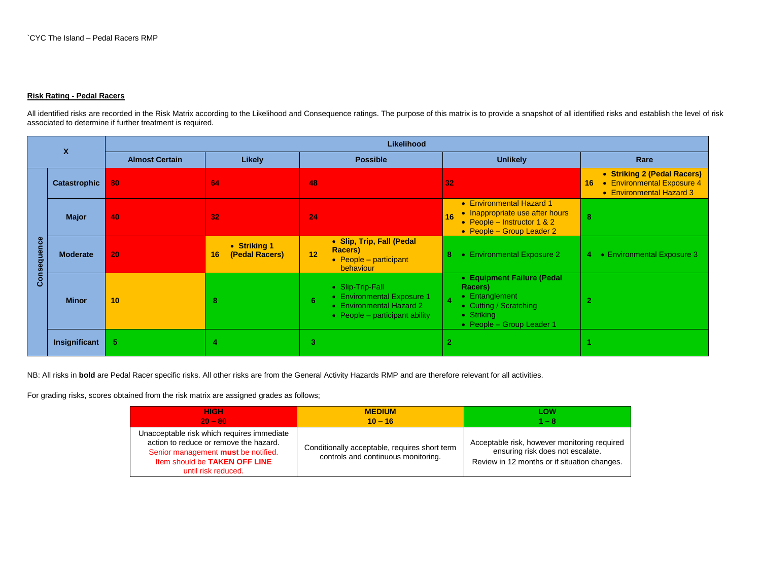`CYC The Island – Pedal Racers RMP

**Risk Rating - Pedal Racers**

All identified risks are recorded in the Risk Matrix according to the Likelihood and Consequence ratings. The purpose of this matrix is to provide a snapshot of all identified risks and establish the level of risk associated to determine if further treatment is required.

| X | | Likelihood | | | | |
|---|---|---|---|---|---|---|
| | | **Almost Certain** | **Likely** | **Possible** | **Unlikely** | **Rare** |
| Consequence | **Catastrophic** | 80 | 64 | 48 | 32 | 16 • **Striking 2 (Pedal Racers)** • Environmental Exposure 4 • Environmental Hazard 3 |
| | **Major** | 40 | 32 | 24 | 16 • Environmental Hazard 1 • Inappropriate use after hours • People – Instructor 1 & 2 • People – Group Leader 2 | 8 |
| | **Moderate** | 20 | 16 • **Striking 1 (Pedal Racers)** | 12 • **Slip, Trip, Fall (Pedal Racers)** • People – participant behaviour | 8 • Environmental Exposure 2 | 4 • Environmental Exposure 3 |
| | **Minor** | 10 | 8 | 6 • Slip-Trip-Fall • Environmental Exposure 1 • Environmental Hazard 2 • People – participant ability | 4 • **Equipment Failure (Pedal Racers)** • Entanglement • Cutting / Scratching • Striking • People – Group Leader 1 | 2 |
| | **Insignificant** | 5 | 4 | 3 | 2 | 1 |

NB: All risks in **bold** are Pedal Racer specific risks. All other risks are from the General Activity Hazards RMP and are therefore relevant for all activities.

For grading risks, scores obtained from the risk matrix are assigned grades as follows;

| HIGH 20 – 80 | MEDIUM 10 – 16 | LOW 1 – 8 |
|---|---|---|
| Unacceptable risk which requires immediate action to reduce or remove the hazard. Senior management **must** be notified. Item should be **TAKEN OFF LINE** until risk reduced. | Conditionally acceptable, requires short term controls and continuous monitoring. | Acceptable risk, however monitoring required ensuring risk does not escalate. Review in 12 months or if situation changes. |